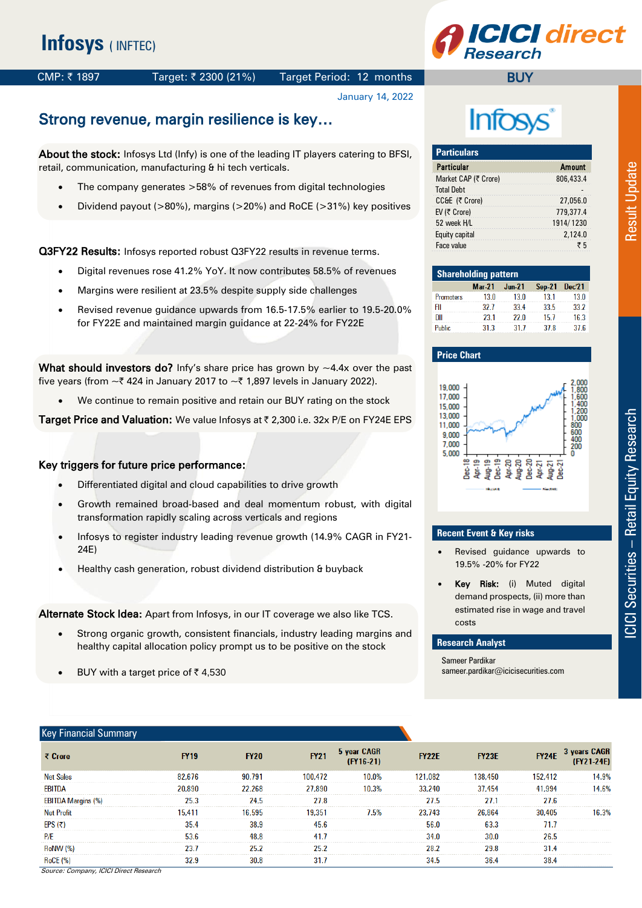# Infosys (INFTEC)

ICICI direct Research

CMP: ₹ 1897 | Target: ₹ 2300 (21%) | Target Period: 12 months | **BUY**

January 14, 2022

Result Update

## Strong revenue, margin resilience is key…

**About the stock:** Infosys Ltd (Infy) is one of the leading IT players catering to BFSI, retail, communication, manufacturing & hi tech verticals.

- The company generates >58% of revenues from digital technologies
- Dividend payout (>80%), margins (>20%) and RoCE (>31%) key positives

**Q3FY22 Results:** Infosys reported robust Q3FY22 results in revenue terms.

- Digital revenues rose 41.2% YoY. It now contributes 58.5% of revenues
- Margins were resilient at 23.5% despite supply side challenges
- Revised revenue guidance upwards from 16.5-17.5% earlier to 19.5-20.0% for FY22E and maintained margin guidance at 22-24% for FY22E

**What should investors do?** Infy's share price has grown by ~4.4x over the past five years (from ~₹ 424 in January 2017 to ~₹ 1,897 levels in January 2022).

- We continue to remain positive and retain our BUY rating on the stock

**Target Price and Valuation:** We value Infosys at ₹ 2,300 i.e. 32x P/E on FY24E EPS

**Key triggers for future price performance:**

- Differentiated digital and cloud capabilities to drive growth
- Growth remained broad-based and deal momentum robust, with digital transformation rapidly scaling across verticals and regions
- Infosys to register industry leading revenue growth (14.9% CAGR in FY21-24E)
- Healthy cash generation, robust dividend distribution & buyback

**Alternate Stock Idea:** Apart from Infosys, in our IT coverage we also like TCS.

- Strong organic growth, consistent financials, industry leading margins and healthy capital allocation policy prompt us to be positive on the stock
- BUY with a target price of ₹ 4,530

### Particulars

| Particular | Amount |
|---|---|
| Market CAP (₹ Crore) | 806,433.4 |
| Total Debt | - |
| CC&E (₹ Crore) | 27,056.0 |
| EV (₹ Crore) | 779,377.4 |
| 52 week H/L | 1914/ 1230 |
| Equity capital | 2,124.0 |
| Face value | ₹ 5 |

### Shareholding pattern

| | Mar-21 | Jun-21 | Sep-21 | Dec'21 |
|---|---|---|---|---|
| Promoters | 13.0 | 13.0 | 13.1 | 13.0 |
| FII | 32.7 | 33.4 | 33.5 | 33.2 |
| DII | 23.1 | 22.0 | 15.7 | 16.3 |
| Public | 31.3 | 31.7 | 37.8 | 37.6 |

### Price Chart

### Recent Event & Key risks

- Revised guidance upwards to 19.5% -20% for FY22
- **Key Risk:** (i) Muted digital demand prospects, (ii) more than estimated rise in wage and travel costs

### Research Analyst

Sameer Pardikar
sameer.pardikar@icicisecurities.com

### Key Financial Summary

| ₹ Crore | FY19 | FY20 | FY21 | 5 year CAGR (FY16-21) | FY22E | FY23E | FY24E | 3 years CAGR (FY21-24E) |
|---|---|---|---|---|---|---|---|---|
| Net Sales | 82,676 | 90,791 | 100,472 | 10.0% | 121,082 | 138,450 | 152,412 | 14.9% |
| EBITDA | 20,890 | 22,268 | 27,890 | 10.3% | 33,240 | 37,454 | 41,994 | 14.6% |
| EBITDA Margins (%) | 25.3 | 24.5 | 27.8 | | 27.5 | 27.1 | 27.6 | |
| Net Profit | 15,411 | 16,595 | 19,351 | 7.5% | 23,743 | 26,864 | 30,405 | 16.3% |
| EPS (₹) | 35.4 | 38.9 | 45.6 | | 56.0 | 63.3 | 71.7 | |
| P/E | 53.6 | 48.8 | 41.7 | | 34.0 | 30.0 | 26.5 | |
| RoNW (%) | 23.7 | 25.2 | 25.2 | | 28.2 | 29.8 | 31.4 | |
| RoCE (%) | 32.9 | 30.8 | 31.7 | | 34.5 | 36.4 | 38.4 | |

*Source: Company, ICICI Direct Research*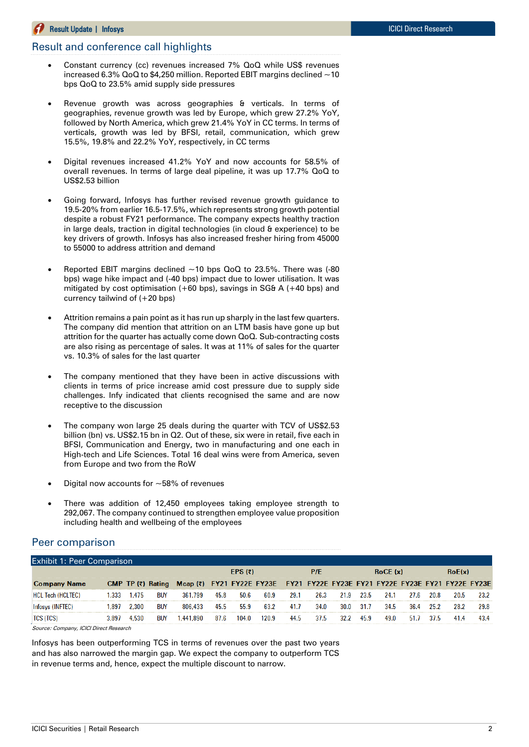## Result and conference call highlights

- Constant currency (cc) revenues increased 7% QoQ while US$ revenues increased 6.3% QoQ to $4,250 million. Reported EBIT margins declined ~10 bps QoQ to 23.5% amid supply side pressures

- Revenue growth was across geographies & verticals. In terms of geographies, revenue growth was led by Europe, which grew 27.2% YoY, followed by North America, which grew 21.4% YoY in CC terms. In terms of verticals, growth was led by BFSI, retail, communication, which grew 15.5%, 19.8% and 22.2% YoY, respectively, in CC terms

- Digital revenues increased 41.2% YoY and now accounts for 58.5% of overall revenues. In terms of large deal pipeline, it was up 17.7% QoQ to US$2.53 billion

- Going forward, Infosys has further revised revenue growth guidance to 19.5-20% from earlier 16.5-17.5%, which represents strong growth potential despite a robust FY21 performance. The company expects healthy traction in large deals, traction in digital technologies (in cloud & experience) to be key drivers of growth. Infosys has also increased fresher hiring from 45000 to 55000 to address attrition and demand

- Reported EBIT margins declined ~10 bps QoQ to 23.5%. There was (-80 bps) wage hike impact and (-40 bps) impact due to lower utilisation. It was mitigated by cost optimisation (+60 bps), savings in SG& A (+40 bps) and currency tailwind of (+20 bps)

- Attrition remains a pain point as it has run up sharply in the last few quarters. The company did mention that attrition on an LTM basis have gone up but attrition for the quarter has actually come down QoQ. Sub-contracting costs are also rising as percentage of sales. It was at 11% of sales for the quarter vs. 10.3% of sales for the last quarter

- The company mentioned that they have been in active discussions with clients in terms of price increase amid cost pressure due to supply side challenges. Infy indicated that clients recognised the same and are now receptive to the discussion

- The company won large 25 deals during the quarter with TCV of US$2.53 billion (bn) vs. US$2.15 bn in Q2. Out of these, six were in retail, five each in BFSI, Communication and Energy, two in manufacturing and one each in High-tech and Life Sciences. Total 16 deal wins were from America, seven from Europe and two from the RoW

- Digital now accounts for ~58% of revenues

- There was addition of 12,450 employees taking employee strength to 292,067. The company continued to strengthen employee value proposition including health and wellbeing of the employees

## Peer comparison

Exhibit 1: Peer Comparison

| | | | | | EPS (₹) | | | P/E | | | RoCE (x) | | | RoE(x) | | |
|---|---|---|---|---|---|---|---|---|---|---|---|---|---|---|---|---|
| **Company Name** | **CMP** | **TP (₹)** | **Rating** | **Mcap (₹)** | **FY21** | **FY22E** | **FY23E** | **FY21** | **FY22E** | **FY23E** | **FY21** | **FY22E** | **FY23E** | **FY21** | **FY22E** | **FY23E** |
| HCL Tech (HCLTEC) | 1,333 | 1,475 | BUY | 361,799 | 45.8 | 50.6 | 60.9 | 29.1 | 26.3 | 21.9 | 23.5 | 24.1 | 27.6 | 20.8 | 20.5 | 23.2 |
| Infosys (INFTEC) | 1,897 | 2,300 | BUY | 806,433 | 45.5 | 55.9 | 63.2 | 41.7 | 34.0 | 30.0 | 31.7 | 34.5 | 36.4 | 25.2 | 28.2 | 29.8 |
| TCS (TCS) | 3,897 | 4,530 | BUY | 1,441,890 | 87.6 | 104.0 | 120.9 | 44.5 | 37.5 | 32.2 | 45.9 | 49.0 | 51.7 | 37.5 | 41.4 | 43.4 |

*Source: Company, ICICI Direct Research*

Infosys has been outperforming TCS in terms of revenues over the past two years and has also narrowed the margin gap. We expect the company to outperform TCS in revenue terms and, hence, expect the multiple discount to narrow.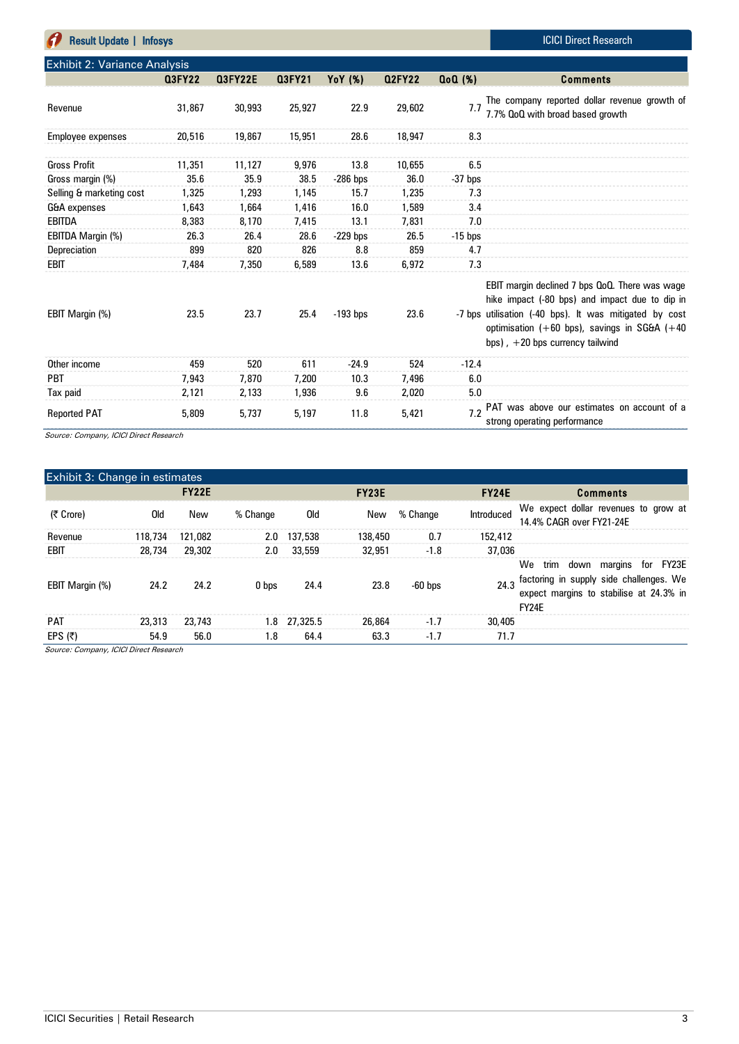### Exhibit 2: Variance Analysis

| | Q3FY22 | Q3FY22E | Q3FY21 | YoY (%) | Q2FY22 | QoQ (%) | Comments |
|---|---|---|---|---|---|---|---|
| Revenue | 31,867 | 30,993 | 25,927 | 22.9 | 29,602 | 7.7 | The company reported dollar revenue growth of 7.7% QoQ with broad based growth |
| Employee expenses | 20,516 | 19,867 | 15,951 | 28.6 | 18,947 | 8.3 | |
| Gross Profit | 11,351 | 11,127 | 9,976 | 13.8 | 10,655 | 6.5 | |
| Gross margin (%) | 35.6 | 35.9 | 38.5 | -286 bps | 36.0 | -37 bps | |
| Selling & marketing cost | 1,325 | 1,293 | 1,145 | 15.7 | 1,235 | 7.3 | |
| G&A expenses | 1,643 | 1,664 | 1,416 | 16.0 | 1,589 | 3.4 | |
| EBITDA | 8,383 | 8,170 | 7,415 | 13.1 | 7,831 | 7.0 | |
| EBITDA Margin (%) | 26.3 | 26.4 | 28.6 | -229 bps | 26.5 | -15 bps | |
| Depreciation | 899 | 820 | 826 | 8.8 | 859 | 4.7 | |
| EBIT | 7,484 | 7,350 | 6,589 | 13.6 | 6,972 | 7.3 | |
| EBIT Margin (%) | 23.5 | 23.7 | 25.4 | -193 bps | 23.6 | -7 bps | EBIT margin declined 7 bps QoQ. There was wage hike impact (-80 bps) and impact due to dip in utilisation (-40 bps). It was mitigated by cost optimisation (+60 bps), savings in SG&A (+40 bps) , +20 bps currency tailwind |
| Other income | 459 | 520 | 611 | -24.9 | 524 | -12.4 | |
| PBT | 7,943 | 7,870 | 7,200 | 10.3 | 7,496 | 6.0 | |
| Tax paid | 2,121 | 2,133 | 1,936 | 9.6 | 2,020 | 5.0 | |
| Reported PAT | 5,809 | 5,737 | 5,197 | 11.8 | 5,421 | 7.2 | PAT was above our estimates on account of a strong operating performance |

*Source: Company, ICICI Direct Research*

### Exhibit 3: Change in estimates

| | FY22E | | | FY23E | | | FY24E | Comments |
|---|---|---|---|---|---|---|---|---|
| (₹ Crore) | Old | New | % Change | Old | New | % Change | Introduced | We expect dollar revenues to grow at 14.4% CAGR over FY21-24E |
| Revenue | 118,734 | 121,082 | 2.0 | 137,538 | 138,450 | 0.7 | 152,412 | |
| EBIT | 28,734 | 29,302 | 2.0 | 33,559 | 32,951 | -1.8 | 37,036 | |
| EBIT Margin (%) | 24.2 | 24.2 | 0 bps | 24.4 | 23.8 | -60 bps | 24.3 | We trim down margins for FY23E factoring in supply side challenges. We expect margins to stabilise at 24.3% in FY24E |
| PAT | 23,313 | 23,743 | 1.8 | 27,325.5 | 26,864 | -1.7 | 30,405 | |
| EPS (₹) | 54.9 | 56.0 | 1.8 | 64.4 | 63.3 | -1.7 | 71.7 | |

*Source: Company, ICICI Direct Research*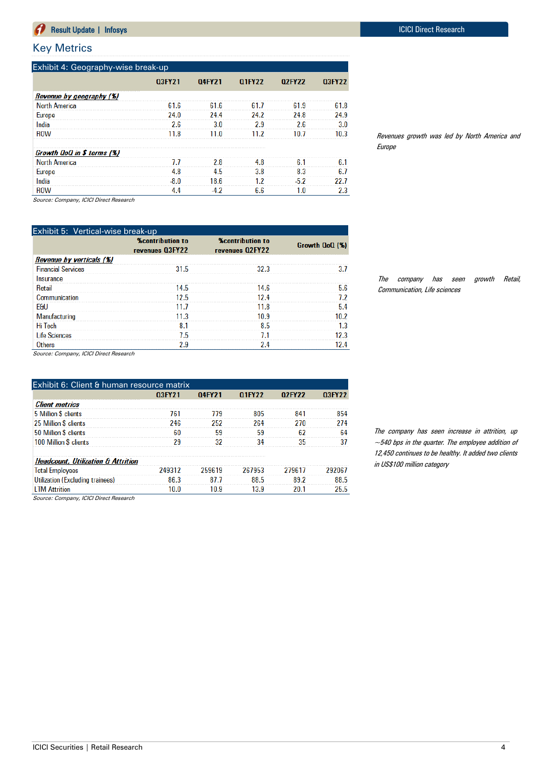## Key Metrics

**Exhibit 4: Geography-wise break-up**

| | Q3FY21 | Q4FY21 | Q1FY22 | Q2FY22 | Q3FY22 |
|---|---|---|---|---|---|
| ***Revenue by geography (%)*** | | | | | |
| North America | 61.6 | 61.6 | 61.7 | 61.9 | 61.8 |
| Europe | 24.0 | 24.4 | 24.2 | 24.8 | 24.9 |
| India | 2.6 | 3.0 | 2.9 | 2.6 | 3.0 |
| ROW | 11.8 | 11.0 | 11.2 | 10.7 | 10.3 |
| ***Growth QoQ in $ terms (%)*** | | | | | |
| North America | 7.7 | 2.8 | 4.8 | 6.1 | 6.1 |
| Europe | 4.8 | 4.5 | 3.8 | 8.3 | 6.7 |
| India | -8.0 | 18.6 | 1.2 | -5.2 | 22.7 |
| ROW | 4.4 | -4.2 | 6.6 | 1.0 | 2.3 |

Source: Company, ICICI Direct Research

*Revenues growth was led by North America and Europe*

**Exhibit 5: Vertical-wise break-up**

| | %contribution to revenues Q3FY22 | %contribution to revenues Q2FY22 | Growth QoQ (%) |
|---|---|---|---|
| ***Revenue by verticals (%)*** | | | |
| Financial Services | 31.5 | 32.3 | 3.7 |
| Insurance | | | |
| Retail | 14.5 | 14.6 | 5.6 |
| Communication | 12.5 | 12.4 | 7.2 |
| E&U | 11.7 | 11.8 | 5.4 |
| Manufacturing | 11.3 | 10.9 | 10.2 |
| Hi Tech | 8.1 | 8.5 | 1.3 |
| Life Sciences | 7.5 | 7.1 | 12.3 |
| Others | 2.9 | 2.4 | 12.4 |

Source: Company, ICICI Direct Research

*The company has seen growth Retail, Communication, Life sciences*

**Exhibit 6: Client & human resource matrix**

| | Q3FY21 | Q4FY21 | Q1FY22 | Q2FY22 | Q3FY22 |
|---|---|---|---|---|---|
| ***Client metrics*** | | | | | |
| 5 Million $ clients | 761 | 779 | 805 | 841 | 854 |
| 25 Million $ clients | 246 | 252 | 264 | 270 | 274 |
| 50 Million $ clients | 60 | 59 | 59 | 62 | 64 |
| 100 Million $ clients | 29 | 32 | 34 | 35 | 37 |
| ***Headcount, Utilization & Attrition*** | | | | | |
| Total Employees | 249312 | 259619 | 267953 | 279617 | 292067 |
| Utilization (Excluding trainees) | 86.3 | 87.7 | 88.5 | 89.2 | 88.5 |
| LTM Attrition | 10.0 | 10.9 | 13.9 | 20.1 | 25.5 |

Source: Company, ICICI Direct Research

*The company has seen increase in attrition, up ~540 bps in the quarter. The employee addition of 12,450 continues to be healthy. It added two clients in US$100 million category*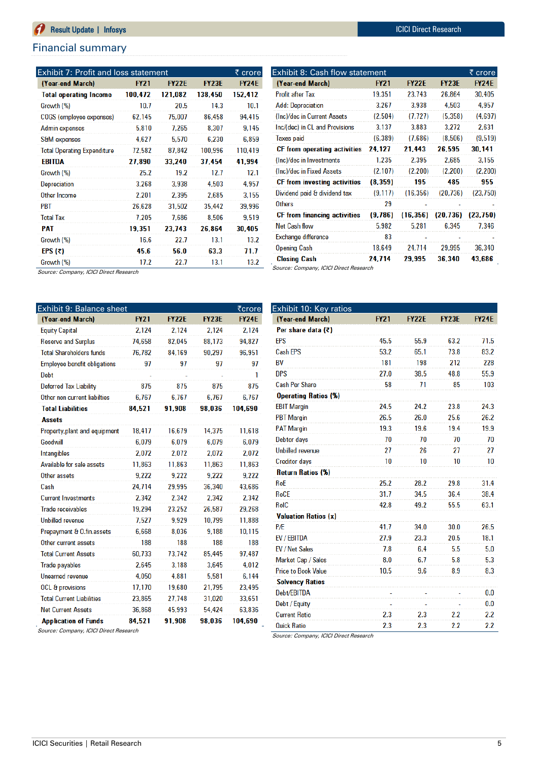## Financial summary

**Exhibit 7: Profit and loss statement** (₹ crore)

| (Year-end March) | FY21 | FY22E | FY23E | FY24E |
|---|---|---|---|---|
| **Total operating Income** | **100,472** | **121,082** | **138,450** | **152,412** |
| Growth (%) | 10.7 | 20.5 | 14.3 | 10.1 |
| COGS (employee expenses) | 62,145 | 75,007 | 86,458 | 94,415 |
| Admin expenses | 5,810 | 7,265 | 8,307 | 9,145 |
| S&M expenses | 4,627 | 5,570 | 6,230 | 6,859 |
| Total Operating Expenditure | 72,582 | 87,842 | 100,996 | 110,419 |
| **EBITDA** | **27,890** | **33,240** | **37,454** | **41,994** |
| Growth (%) | 25.2 | 19.2 | 12.7 | 12.1 |
| Depreciation | 3,268 | 3,938 | 4,503 | 4,957 |
| Other Income | 2,201 | 2,395 | 2,685 | 3,155 |
| PBT | 26,628 | 31,502 | 35,442 | 39,996 |
| Total Tax | 7,205 | 7,686 | 8,506 | 9,519 |
| **PAT** | **19,351** | **23,743** | **26,864** | **30,405** |
| Growth (%) | 16.6 | 22.7 | 13.1 | 13.2 |
| **EPS (₹)** | **45.6** | **56.0** | **63.3** | **71.7** |
| Growth (%) | 17.2 | 22.7 | 13.1 | 13.2 |

*Source: Company, ICICI Direct Research*

**Exhibit 8: Cash flow statement** (₹ crore)

| (Year-end March) | FY21 | FY22E | FY23E | FY24E |
|---|---|---|---|---|
| Profit after Tax | 19,351 | 23,743 | 26,864 | 30,405 |
| Add: Depreciation | 3,267 | 3,938 | 4,503 | 4,957 |
| (Inc)/dec in Current Assets | (2,504) | (7,727) | (5,358) | (4,697) |
| Inc/(dec) in CL and Provisions | 3,137 | 3,883 | 3,272 | 2,631 |
| Taxes paid | (6,389) | (7,686) | (8,506) | (9,519) |
| **CF from operating activities** | **24,127** | **21,443** | **26,595** | **30,141** |
| (Inc)/dec in Investments | 1,235 | 2,395 | 2,685 | 3,155 |
| (Inc)/dec in Fixed Assets | (2,107) | (2,200) | (2,200) | (2,200) |
| **CF from investing activities** | **(8,359)** | **195** | **485** | **955** |
| Dividend paid & dividend tax | (9,117) | (16,356) | (20,736) | (23,750) |
| Others | 29 | - | - | - |
| **CF from financing activities** | **(9,786)** | **(16,356)** | **(20,736)** | **(23,750)** |
| Net Cash flow | 5,982 | 5,281 | 6,345 | 7,346 |
| Exchange difference | 83 | - | - | - |
| Opening Cash | 18,649 | 24,714 | 29,995 | 36,340 |
| **Closing Cash** | **24,714** | **29,995** | **36,340** | **43,686** |

*Source: Company, ICICI Direct Research*

**Exhibit 9: Balance sheet** (₹crore)

| (Year-end March) | FY21 | FY22E | FY23E | FY24E |
|---|---|---|---|---|
| Equity Capital | 2,124 | 2,124 | 2,124 | 2,124 |
| Reserve and Surplus | 74,658 | 82,045 | 88,173 | 94,827 |
| Total Shareholders funds | 76,782 | 84,169 | 90,297 | 96,951 |
| Employee benefit obligations | 97 | 97 | 97 | 97 |
| Debt | - | - | - | 1 |
| Deferred Tax Liability | 875 | 875 | 875 | 875 |
| Other non current liabilties | 6,767 | 6,767 | 6,767 | 6,767 |
| **Total Liabilities** | **84,521** | **91,908** | **98,036** | **104,690** |
| **Assets** | | | | |
| Property,plant and equipment | 18,417 | 16,679 | 14,375 | 11,618 |
| Goodwill | 6,079 | 6,079 | 6,079 | 6,079 |
| Intangibles | 2,072 | 2,072 | 2,072 | 2,072 |
| Available for sale assets | 11,863 | 11,863 | 11,863 | 11,863 |
| Other assets | 9,222 | 9,222 | 9,222 | 9,222 |
| Cash | 24,714 | 29,995 | 36,340 | 43,686 |
| Current Investments | 2,342 | 2,342 | 2,342 | 2,342 |
| Trade receivables | 19,294 | 23,252 | 26,587 | 29,268 |
| Unbilled revenue | 7,527 | 9,929 | 10,799 | 11,888 |
| Prepayment & O.fin.assets | 6,668 | 8,036 | 9,188 | 10,115 |
| Other current assets | 188 | 188 | 188 | 188 |
| Total Current Assets | 60,733 | 73,742 | 85,445 | 97,487 |
| Trade payables | 2,645 | 3,188 | 3,645 | 4,012 |
| Unearned revenue | 4,050 | 4,881 | 5,581 | 6,144 |
| OCL & provisions | 17,170 | 19,680 | 21,795 | 23,495 |
| Total Current Liabilities | 23,865 | 27,748 | 31,020 | 33,651 |
| Net Current Assets | 36,868 | 45,993 | 54,424 | 63,836 |
| **Application of Funds** | **84,521** | **91,908** | **98,036** | **104,690** |

*Source: Company, ICICI Direct Research*

**Exhibit 10: Key ratios**

| (Year-end March) | FY21 | FY22E | FY23E | FY24E |
|---|---|---|---|---|
| **Per share data (₹)** | | | | |
| EPS | 45.5 | 55.9 | 63.2 | 71.5 |
| Cash EPS | 53.2 | 65.1 | 73.8 | 83.2 |
| BV | 181 | 198 | 212 | 228 |
| DPS | 27.0 | 38.5 | 48.8 | 55.9 |
| Cash Per Share | 58 | 71 | 85 | 103 |
| **Operating Ratios (%)** | | | | |
| EBIT Margin | 24.5 | 24.2 | 23.8 | 24.3 |
| PBT Margin | 26.5 | 26.0 | 25.6 | 26.2 |
| PAT Margin | 19.3 | 19.6 | 19.4 | 19.9 |
| Debtor days | 70 | 70 | 70 | 70 |
| Unbilled revenue | 27 | 26 | 27 | 27 |
| Creditor days | 10 | 10 | 10 | 10 |
| **Return Ratios (%)** | | | | |
| RoE | 25.2 | 28.2 | 29.8 | 31.4 |
| RoCE | 31.7 | 34.5 | 36.4 | 38.4 |
| RoIC | 42.8 | 49.2 | 55.5 | 63.1 |
| **Valuation Ratios (x)** | | | | |
| P/E | 41.7 | 34.0 | 30.0 | 26.5 |
| EV / EBITDA | 27.9 | 23.3 | 20.5 | 18.1 |
| EV / Net Sales | 7.8 | 6.4 | 5.5 | 5.0 |
| Market Cap / Sales | 8.0 | 6.7 | 5.8 | 5.3 |
| Price to Book Value | 10.5 | 9.6 | 8.9 | 8.3 |
| **Solvency Ratios** | | | | |
| Debt/EBITDA | - | - | - | 0.0 |
| Debt / Equity | - | - | - | 0.0 |
| Current Ratio | 2.3 | 2.3 | 2.2 | 2.2 |
| Quick Ratio | 2.3 | 2.3 | 2.2 | 2.2 |

*Source: Company, ICICI Direct Research*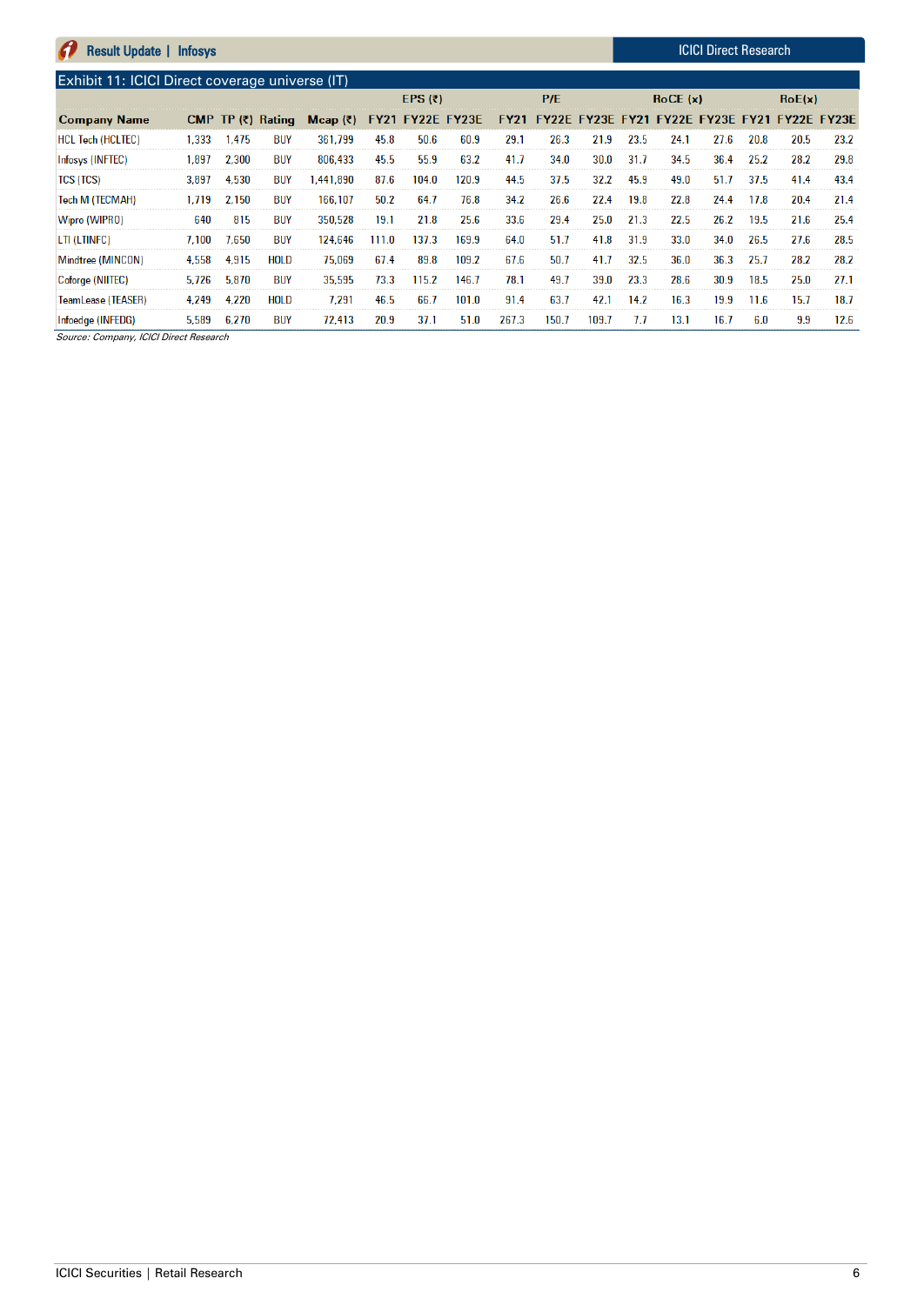## Exhibit 11: ICICI Direct coverage universe (IT)

| Company Name | CMP | TP (₹) | Rating | Mcap (₹) | EPS (₹) | | | P/E | | | RoCE (x) | | | RoE(x) | | |
|---|---|---|---|---|---|---|---|---|---|---|---|---|---|---|---|---|
| | | | | | FY21 | FY22E | FY23E | FY21 | FY22E | FY23E | FY21 | FY22E | FY23E | FY21 | FY22E | FY23E |
| HCL Tech (HCLTEC) | 1,333 | 1,475 | BUY | 361,799 | 45.8 | 50.6 | 60.9 | 29.1 | 26.3 | 21.9 | 23.5 | 24.1 | 27.6 | 20.8 | 20.5 | 23.2 |
| Infosys (INFTEC) | 1,897 | 2,300 | BUY | 806,433 | 45.5 | 55.9 | 63.2 | 41.7 | 34.0 | 30.0 | 31.7 | 34.5 | 36.4 | 25.2 | 28.2 | 29.8 |
| TCS (TCS) | 3,897 | 4,530 | BUY | 1,441,890 | 87.6 | 104.0 | 120.9 | 44.5 | 37.5 | 32.2 | 45.9 | 49.0 | 51.7 | 37.5 | 41.4 | 43.4 |
| Tech M (TECMAH) | 1,719 | 2,150 | BUY | 166,107 | 50.2 | 64.7 | 76.8 | 34.2 | 26.6 | 22.4 | 19.8 | 22.8 | 24.4 | 17.8 | 20.4 | 21.4 |
| Wipro (WIPRO) | 640 | 815 | BUY | 350,528 | 19.1 | 21.8 | 25.6 | 33.6 | 29.4 | 25.0 | 21.3 | 22.5 | 26.2 | 19.5 | 21.6 | 25.4 |
| LTI (LTINFC) | 7,100 | 7,650 | BUY | 124,646 | 111.0 | 137.3 | 169.9 | 64.0 | 51.7 | 41.8 | 31.9 | 33.0 | 34.0 | 26.5 | 27.6 | 28.5 |
| Mindtree (MINCON) | 4,558 | 4,915 | HOLD | 75,069 | 67.4 | 89.8 | 109.2 | 67.6 | 50.7 | 41.7 | 32.5 | 36.0 | 36.3 | 25.7 | 28.2 | 28.2 |
| Coforge (NIITEC) | 5,726 | 5,870 | BUY | 35,595 | 73.3 | 115.2 | 146.7 | 78.1 | 49.7 | 39.0 | 23.3 | 28.6 | 30.9 | 18.5 | 25.0 | 27.1 |
| TeamLease (TEASER) | 4,249 | 4,220 | HOLD | 7,291 | 46.5 | 66.7 | 101.0 | 91.4 | 63.7 | 42.1 | 14.2 | 16.3 | 19.9 | 11.6 | 15.7 | 18.7 |
| Infoedge (INFEDG) | 5,589 | 6,270 | BUY | 72,413 | 20.9 | 37.1 | 51.0 | 267.3 | 150.7 | 109.7 | 7.7 | 13.1 | 16.7 | 6.0 | 9.9 | 12.6 |

*Source: Company, ICICI Direct Research*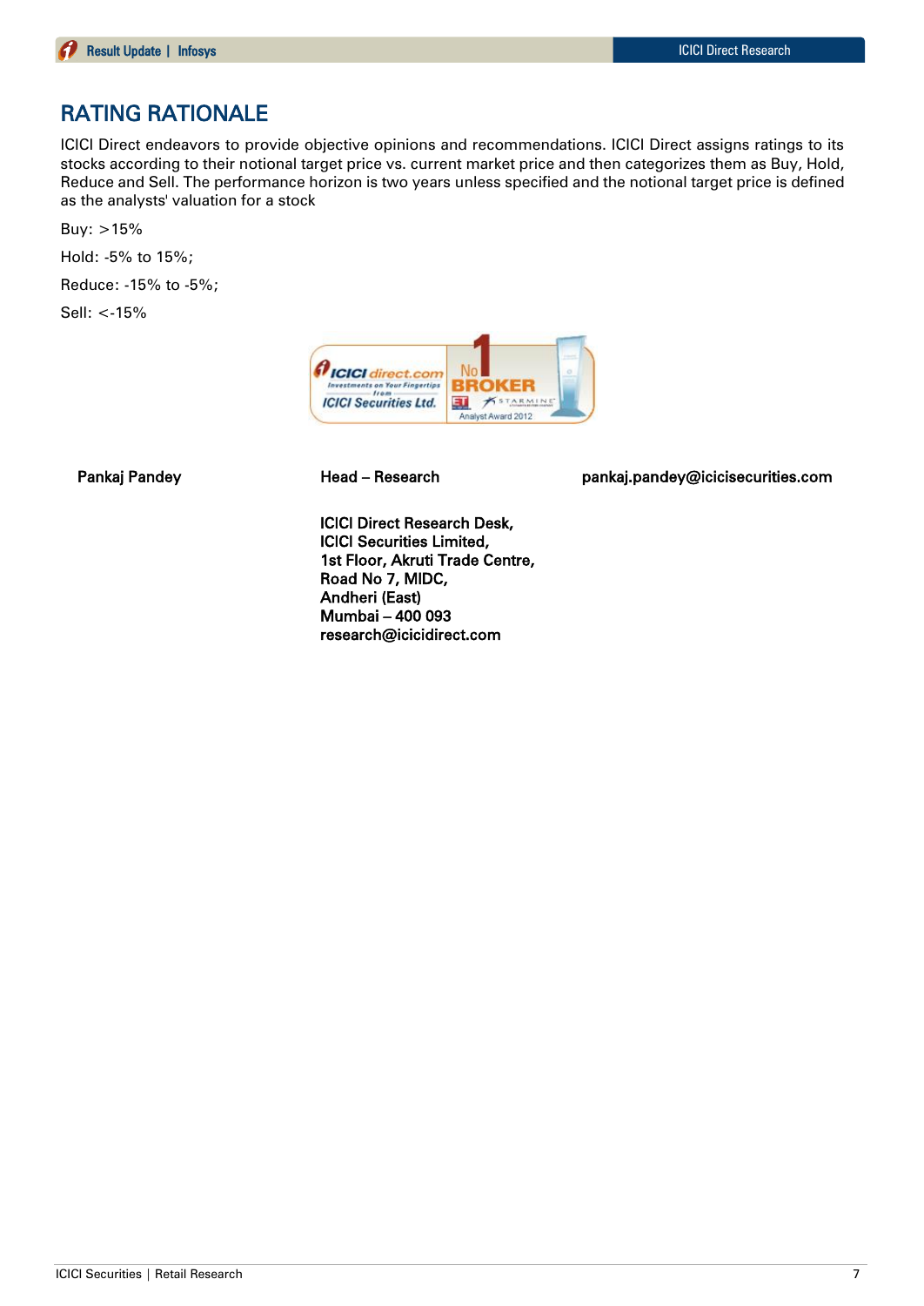## RATING RATIONALE

ICICI Direct endeavors to provide objective opinions and recommendations. ICICI Direct assigns ratings to its stocks according to their notional target price vs. current market price and then categorizes them as Buy, Hold, Reduce and Sell. The performance horizon is two years unless specified and the notional target price is defined as the analysts' valuation for a stock

Buy: >15%

Hold: -5% to 15%;

Reduce: -15% to -5%;

Sell: <-15%

| Pankaj Pandey | Head – Research | pankaj.pandey@icicisecurities.com |
|---|---|---|

**ICICI Direct Research Desk,**
**ICICI Securities Limited,**
**1st Floor, Akruti Trade Centre,**
**Road No 7, MIDC,**
**Andheri (East)**
**Mumbai – 400 093**
**research@icicidirect.com**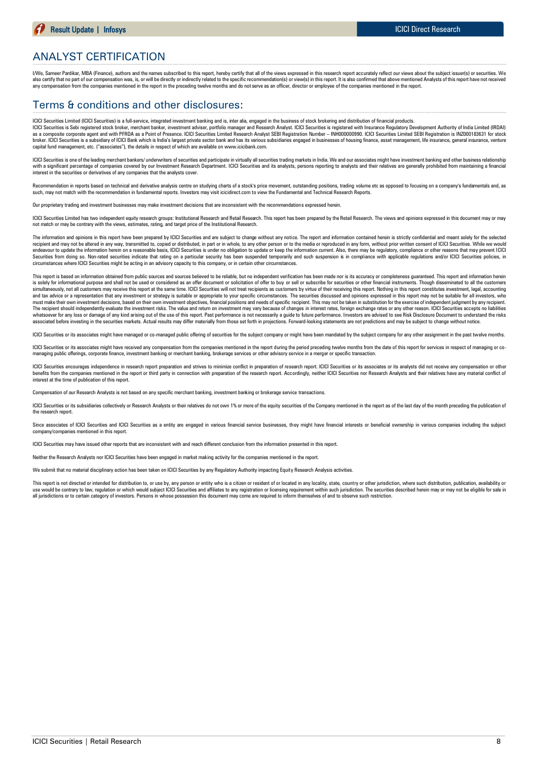# ANALYST CERTIFICATION

I/We, Sameer Pardikar, MBA (Finance), authors and the names subscribed to this report, hereby certify that all of the views expressed in this research report accurately reflect our views about the subject issuer(s) or securities. We also certify that no part of our compensation was, is, or will be directly or indirectly related to the specific recommendation(s) or view(s) in this report. It is also confirmed that above mentioned Analysts of this report have not received any compensation from the companies mentioned in the report in the preceding twelve months and do not serve as an officer, director or employee of the companies mentioned in the report.

# Terms & conditions and other disclosures:

ICICI Securities Limited (ICICI Securities) is a full-service, integrated investment banking and is, inter alia, engaged in the business of stock brokering and distribution of financial products.
ICICI Securities is Sebi registered stock broker, merchant banker, investment adviser, portfolio manager and Research Analyst. ICICI Securities is registered with Insurance Regulatory Development Authority of India Limited (IRDAI) as a composite corporate agent and with PFRDA as a Point of Presence. ICICI Securities Limited Research Analyst SEBI Registration Number – INH000000990. ICICI Securities Limited SEBI Registration is INZ000183631 for stock broker. ICICI Securities is a subsidiary of ICICI Bank which is India's largest private sector bank and has its various subsidiaries engaged in businesses of housing finance, asset management, life insurance, general insurance, venture capital fund management, etc. ("associates"), the details in respect of which are available on www.icicibank.com.

ICICI Securities is one of the leading merchant bankers/ underwriters of securities and participate in virtually all securities trading markets in India. We and our associates might have investment banking and other business relationship with a significant percentage of companies covered by our Investment Research Department. ICICI Securities and its analysts, persons reporting to analysts and their relatives are generally prohibited from maintaining a financial interest in the securities or derivatives of any companies that the analysts cover.

Recommendation in reports based on technical and derivative analysis centre on studying charts of a stock's price movement, outstanding positions, trading volume etc as opposed to focusing on a company's fundamentals and, as such, may not match with the recommendation in fundamental reports. Investors may visit icicidirect.com to view the Fundamental and Technical Research Reports.

Our proprietary trading and investment businesses may make investment decisions that are inconsistent with the recommendations expressed herein.

ICICI Securities Limited has two independent equity research groups: Institutional Research and Retail Research. This report has been prepared by the Retail Research. The views and opinions expressed in this document may or may not match or may be contrary with the views, estimates, rating, and target price of the Institutional Research.

The information and opinions in this report have been prepared by ICICI Securities and are subject to change without any notice. The report and information contained herein is strictly confidential and meant solely for the selected recipient and may not be altered in any way, transmitted to, copied or distributed, in part or in whole, to any other person or to the media or reproduced in any form, without prior written consent of ICICI Securities. While we would endeavour to update the information herein on a reasonable basis, ICICI Securities is under no obligation to update or keep the information current. Also, there may be regulatory, compliance or other reasons that may prevent ICICI Securities from doing so. Non-rated securities indicate that rating on a particular security has been suspended temporarily and such suspension is in compliance with applicable regulations and/or ICICI Securities policies, in circumstances where ICICI Securities might be acting in an advisory capacity to this company, or in certain other circumstances.

This report is based on information obtained from public sources and sources believed to be reliable, but no independent verification has been made nor is its accuracy or completeness guaranteed. This report and information herein is solely for informational purpose and shall not be used or considered as an offer document or solicitation of offer to buy or sell or subscribe for securities or other financial instruments. Though disseminated to all the customers simultaneously, not all customers may receive this report at the same time. ICICI Securities will not treat recipients as customers by virtue of their receiving this report. Nothing in this report constitutes investment, legal, accounting and tax advice or a representation that any investment or strategy is suitable or appropriate to your specific circumstances. The securities discussed and opinions expressed in this report may not be suitable for all investors, who must make their own investment decisions, based on their own investment objectives, financial positions and needs of specific recipient. This may not be taken in substitution for the exercise of independent judgment by any recipient. The recipient should independently evaluate the investment risks. The value and return on investment may vary because of changes in interest rates, foreign exchange rates or any other reason. ICICI Securities accepts no liabilities whatsoever for any loss or damage of any kind arising out of the use of this report. Past performance is not necessarily a guide to future performance. Investors are advised to see Risk Disclosure Document to understand the risks associated before investing in the securities markets. Actual results may differ materially from those set forth in projections. Forward-looking statements are not predictions and may be subject to change without notice.

ICICI Securities or its associates might have managed or co-managed public offering of securities for the subject company or might have been mandated by the subject company for any other assignment in the past twelve months.

ICICI Securities or its associates might have received any compensation from the companies mentioned in the report during the period preceding twelve months from the date of this report for services in respect of managing or co-managing public offerings, corporate finance, investment banking or merchant banking, brokerage services or other advisory service in a merger or specific transaction.

ICICI Securities encourages independence in research report preparation and strives to minimize conflict in preparation of research report. ICICI Securities or its associates or its analysts did not receive any compensation or other benefits from the companies mentioned in the report or third party in connection with preparation of the research report. Accordingly, neither ICICI Securities nor Research Analysts and their relatives have any material conflict of interest at the time of publication of this report.

Compensation of our Research Analysts is not based on any specific merchant banking, investment banking or brokerage service transactions.

ICICI Securities or its subsidiaries collectively or Research Analysts or their relatives do not own 1% or more of the equity securities of the Company mentioned in the report as of the last day of the month preceding the publication of the research report.

Since associates of ICICI Securities and ICICI Securities as a entity are engaged in various financial service businesses, they might have financial interests or beneficial ownership in various companies including the subject company/companies mentioned in this report.

ICICI Securities may have issued other reports that are inconsistent with and reach different conclusion from the information presented in this report.

Neither the Research Analysts nor ICICI Securities have been engaged in market making activity for the companies mentioned in the report.

We submit that no material disciplinary action has been taken on ICICI Securities by any Regulatory Authority impacting Equity Research Analysis activities.

This report is not directed or intended for distribution to, or use by, any person or entity who is a citizen or resident of or located in any locality, state, country or other jurisdiction, where such distribution, publication, availability or use would be contrary to law, regulation or which would subject ICICI Securities and affiliates to any registration or licensing requirement within such jurisdiction. The securities described herein may or may not be eligible for sale in all jurisdictions or to certain category of investors. Persons in whose possession this document may come are required to inform themselves of and to observe such restriction.